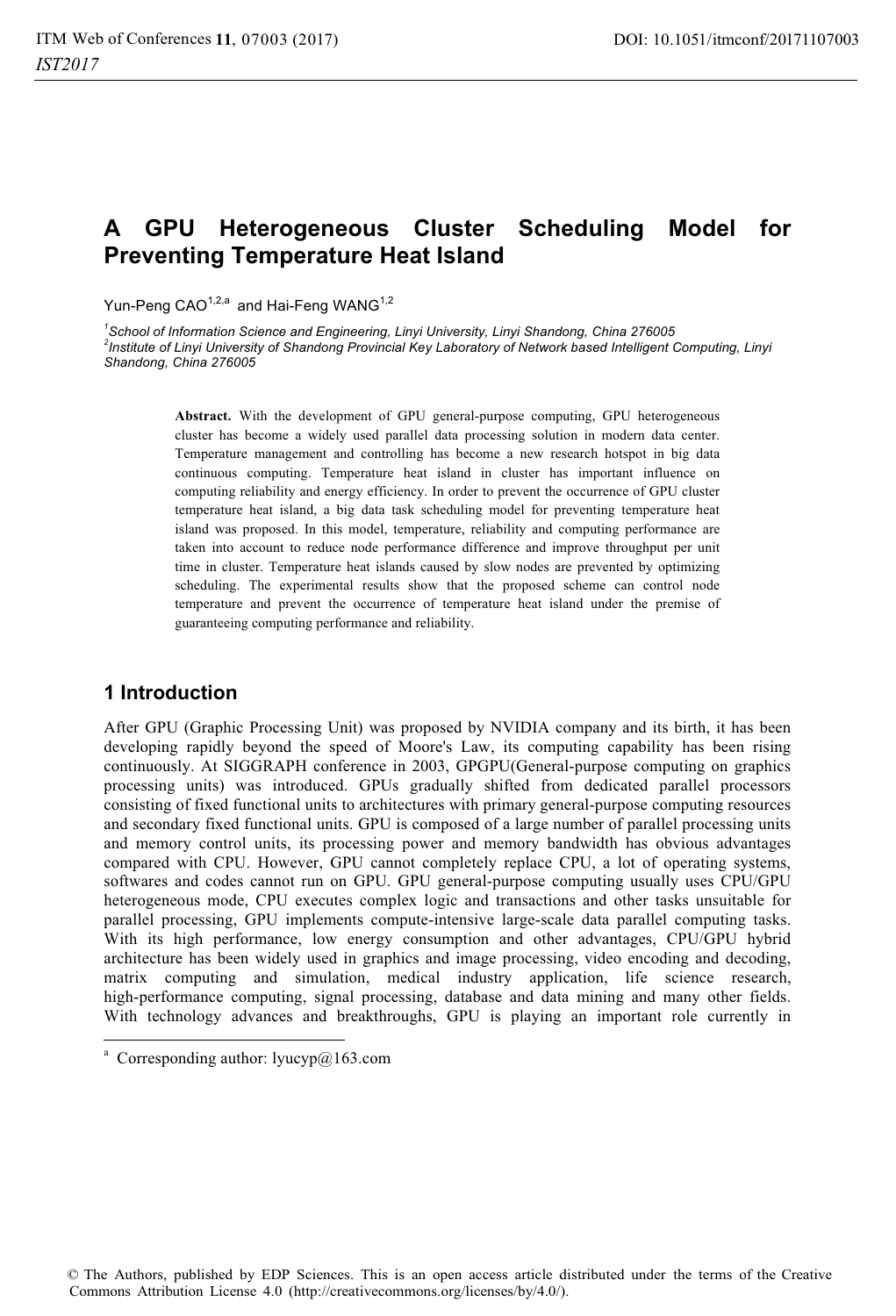# A GPU Heterogeneous Cluster Scheduling Model for Preventing Temperature Heat Island

Yun-Peng CAO[1,2,a] and Hai-Feng WANG[1,2]

[1]*School of Information Science and Engineering, Linyi University, Linyi Shandong, China 276005*
[2]*Institute of Linyi University of Shandong Provincial Key Laboratory of Network based Intelligent Computing, Linyi Shandong, China 276005*

**Abstract.** With the development of GPU general-purpose computing, GPU heterogeneous cluster has become a widely used parallel data processing solution in modern data center. Temperature management and controlling has become a new research hotspot in big data continuous computing. Temperature heat island in cluster has important influence on computing reliability and energy efficiency. In order to prevent the occurrence of GPU cluster temperature heat island, a big data task scheduling model for preventing temperature heat island was proposed. In this model, temperature, reliability and computing performance are taken into account to reduce node performance difference and improve throughput per unit time in cluster. Temperature heat islands caused by slow nodes are prevented by optimizing scheduling. The experimental results show that the proposed scheme can control node temperature and prevent the occurrence of temperature heat island under the premise of guaranteeing computing performance and reliability.

## 1 Introduction

After GPU (Graphic Processing Unit) was proposed by NVIDIA company and its birth, it has been developing rapidly beyond the speed of Moore's Law, its computing capability has been rising continuously. At SIGGRAPH conference in 2003, GPGPU(General-purpose computing on graphics processing units) was introduced. GPUs gradually shifted from dedicated parallel processors consisting of fixed functional units to architectures with primary general-purpose computing resources and secondary fixed functional units. GPU is composed of a large number of parallel processing units and memory control units, its processing power and memory bandwidth has obvious advantages compared with CPU. However, GPU cannot completely replace CPU, a lot of operating systems, softwares and codes cannot run on GPU. GPU general-purpose computing usually uses CPU/GPU heterogeneous mode, CPU executes complex logic and transactions and other tasks unsuitable for parallel processing, GPU implements compute-intensive large-scale data parallel computing tasks. With its high performance, low energy consumption and other advantages, CPU/GPU hybrid architecture has been widely used in graphics and image processing, video encoding and decoding, matrix computing and simulation, medical industry application, life science research, high-performance computing, signal processing, database and data mining and many other fields. With technology advances and breakthroughs, GPU is playing an important role currently in

[a] Corresponding author: lyucyp@163.com

© The Authors, published by EDP Sciences. This is an open access article distributed under the terms of the Creative Commons Attribution License 4.0 (http://creativecommons.org/licenses/by/4.0/).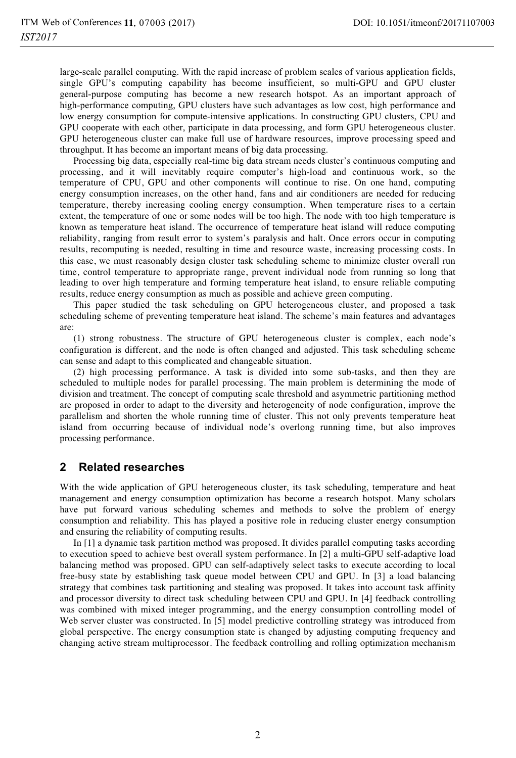large-scale parallel computing. With the rapid increase of problem scales of various application fields, single GPU's computing capability has become insufficient, so multi-GPU and GPU cluster general-purpose computing has become a new research hotspot. As an important approach of high-performance computing, GPU clusters have such advantages as low cost, high performance and low energy consumption for compute-intensive applications. In constructing GPU clusters, CPU and GPU cooperate with each other, participate in data processing, and form GPU heterogeneous cluster. GPU heterogeneous cluster can make full use of hardware resources, improve processing speed and throughput. It has become an important means of big data processing.

Processing big data, especially real-time big data stream needs cluster's continuous computing and processing, and it will inevitably require computer's high-load and continuous work, so the temperature of CPU, GPU and other components will continue to rise. On one hand, computing energy consumption increases, on the other hand, fans and air conditioners are needed for reducing temperature, thereby increasing cooling energy consumption. When temperature rises to a certain extent, the temperature of one or some nodes will be too high. The node with too high temperature is known as temperature heat island. The occurrence of temperature heat island will reduce computing reliability, ranging from result error to system's paralysis and halt. Once errors occur in computing results, recomputing is needed, resulting in time and resource waste, increasing processing costs. In this case, we must reasonably design cluster task scheduling scheme to minimize cluster overall run time, control temperature to appropriate range, prevent individual node from running so long that leading to over high temperature and forming temperature heat island, to ensure reliable computing results, reduce energy consumption as much as possible and achieve green computing.

This paper studied the task scheduling on GPU heterogeneous cluster, and proposed a task scheduling scheme of preventing temperature heat island. The scheme's main features and advantages are:

(1) strong robustness. The structure of GPU heterogeneous cluster is complex, each node's configuration is different, and the node is often changed and adjusted. This task scheduling scheme can sense and adapt to this complicated and changeable situation.

(2) high processing performance. A task is divided into some sub-tasks, and then they are scheduled to multiple nodes for parallel processing. The main problem is determining the mode of division and treatment. The concept of computing scale threshold and asymmetric partitioning method are proposed in order to adapt to the diversity and heterogeneity of node configuration, improve the parallelism and shorten the whole running time of cluster. This not only prevents temperature heat island from occurring because of individual node's overlong running time, but also improves processing performance.

## 2 Related researches

With the wide application of GPU heterogeneous cluster, its task scheduling, temperature and heat management and energy consumption optimization has become a research hotspot. Many scholars have put forward various scheduling schemes and methods to solve the problem of energy consumption and reliability. This has played a positive role in reducing cluster energy consumption and ensuring the reliability of computing results.

In [1] a dynamic task partition method was proposed. It divides parallel computing tasks according to execution speed to achieve best overall system performance. In [2] a multi-GPU self-adaptive load balancing method was proposed. GPU can self-adaptively select tasks to execute according to local free-busy state by establishing task queue model between CPU and GPU. In [3] a load balancing strategy that combines task partitioning and stealing was proposed. It takes into account task affinity and processor diversity to direct task scheduling between CPU and GPU. In [4] feedback controlling was combined with mixed integer programming, and the energy consumption controlling model of Web server cluster was constructed. In [5] model predictive controlling strategy was introduced from global perspective. The energy consumption state is changed by adjusting computing frequency and changing active stream multiprocessor. The feedback controlling and rolling optimization mechanism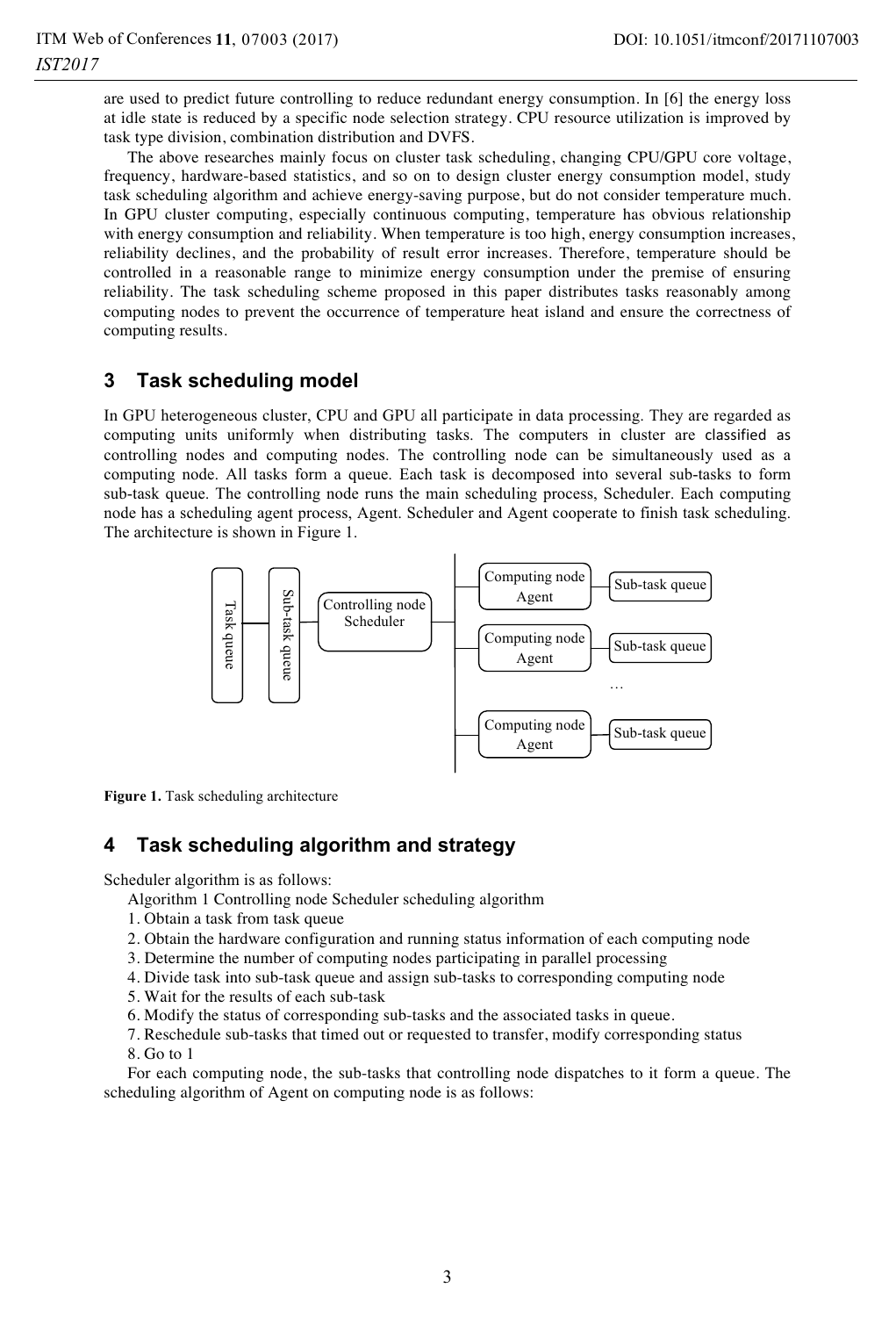are used to predict future controlling to reduce redundant energy consumption. In [6] the energy loss at idle state is reduced by a specific node selection strategy. CPU resource utilization is improved by task type division, combination distribution and DVFS.

The above researches mainly focus on cluster task scheduling, changing CPU/GPU core voltage, frequency, hardware-based statistics, and so on to design cluster energy consumption model, study task scheduling algorithm and achieve energy-saving purpose, but do not consider temperature much. In GPU cluster computing, especially continuous computing, temperature has obvious relationship with energy consumption and reliability. When temperature is too high, energy consumption increases, reliability declines, and the probability of result error increases. Therefore, temperature should be controlled in a reasonable range to minimize energy consumption under the premise of ensuring reliability. The task scheduling scheme proposed in this paper distributes tasks reasonably among computing nodes to prevent the occurrence of temperature heat island and ensure the correctness of computing results.

## 3 Task scheduling model

In GPU heterogeneous cluster, CPU and GPU all participate in data processing. They are regarded as computing units uniformly when distributing tasks. The computers in cluster are classified as controlling nodes and computing nodes. The controlling node can be simultaneously used as a computing node. All tasks form a queue. Each task is decomposed into several sub-tasks to form sub-task queue. The controlling node runs the main scheduling process, Scheduler. Each computing node has a scheduling agent process, Agent. Scheduler and Agent cooperate to finish task scheduling. The architecture is shown in Figure 1.

**Figure 1.** Task scheduling architecture

## 4 Task scheduling algorithm and strategy

Scheduler algorithm is as follows:

Algorithm 1 Controlling node Scheduler scheduling algorithm

1. Obtain a task from task queue
2. Obtain the hardware configuration and running status information of each computing node
3. Determine the number of computing nodes participating in parallel processing
4. Divide task into sub-task queue and assign sub-tasks to corresponding computing node
5. Wait for the results of each sub-task
6. Modify the status of corresponding sub-tasks and the associated tasks in queue.
7. Reschedule sub-tasks that timed out or requested to transfer, modify corresponding status
8. Go to 1

For each computing node, the sub-tasks that controlling node dispatches to it form a queue. The scheduling algorithm of Agent on computing node is as follows: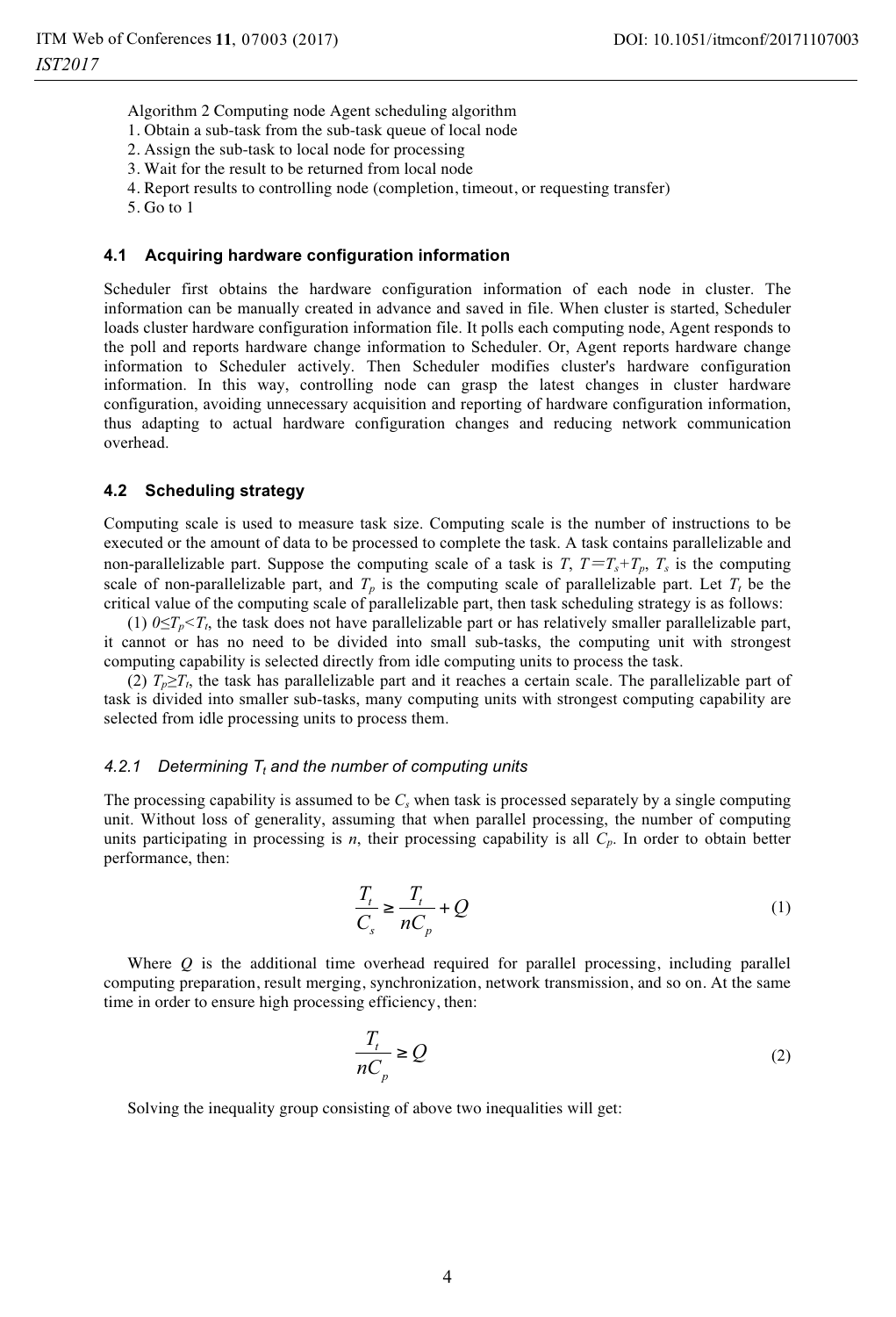Algorithm 2 Computing node Agent scheduling algorithm

1. Obtain a sub-task from the sub-task queue of local node
2. Assign the sub-task to local node for processing
3. Wait for the result to be returned from local node
4. Report results to controlling node (completion, timeout, or requesting transfer)
5. Go to 1

### 4.1 Acquiring hardware configuration information

Scheduler first obtains the hardware configuration information of each node in cluster. The information can be manually created in advance and saved in file. When cluster is started, Scheduler loads cluster hardware configuration information file. It polls each computing node, Agent responds to the poll and reports hardware change information to Scheduler. Or, Agent reports hardware change information to Scheduler actively. Then Scheduler modifies cluster's hardware configuration information. In this way, controlling node can grasp the latest changes in cluster hardware configuration, avoiding unnecessary acquisition and reporting of hardware configuration information, thus adapting to actual hardware configuration changes and reducing network communication overhead.

### 4.2 Scheduling strategy

Computing scale is used to measure task size. Computing scale is the number of instructions to be executed or the amount of data to be processed to complete the task. A task contains parallelizable and non-parallelizable part. Suppose the computing scale of a task is $T$, $T=T_s+T_p$, $T_s$ is the computing scale of non-parallelizable part, and $T_p$ is the computing scale of parallelizable part. Let $T_t$ be the critical value of the computing scale of parallelizable part, then task scheduling strategy is as follows:

(1) $0 \le T_p < T_t$, the task does not have parallelizable part or has relatively smaller parallelizable part, it cannot or has no need to be divided into small sub-tasks, the computing unit with strongest computing capability is selected directly from idle computing units to process the task.

(2) $T_p \ge T_t$, the task has parallelizable part and it reaches a certain scale. The parallelizable part of task is divided into smaller sub-tasks, many computing units with strongest computing capability are selected from idle processing units to process them.

#### 4.2.1 Determining $T_t$ and the number of computing units

The processing capability is assumed to be $C_s$ when task is processed separately by a single computing unit. Without loss of generality, assuming that when parallel processing, the number of computing units participating in processing is $n$, their processing capability is all $C_p$. In order to obtain better performance, then:

$$\frac{T_t}{C_s} \ge \frac{T_t}{nC_p} + Q \tag{1}$$

Where $Q$ is the additional time overhead required for parallel processing, including parallel computing preparation, result merging, synchronization, network transmission, and so on. At the same time in order to ensure high processing efficiency, then:

$$\frac{T_t}{nC_p} \ge Q \tag{2}$$

Solving the inequality group consisting of above two inequalities will get: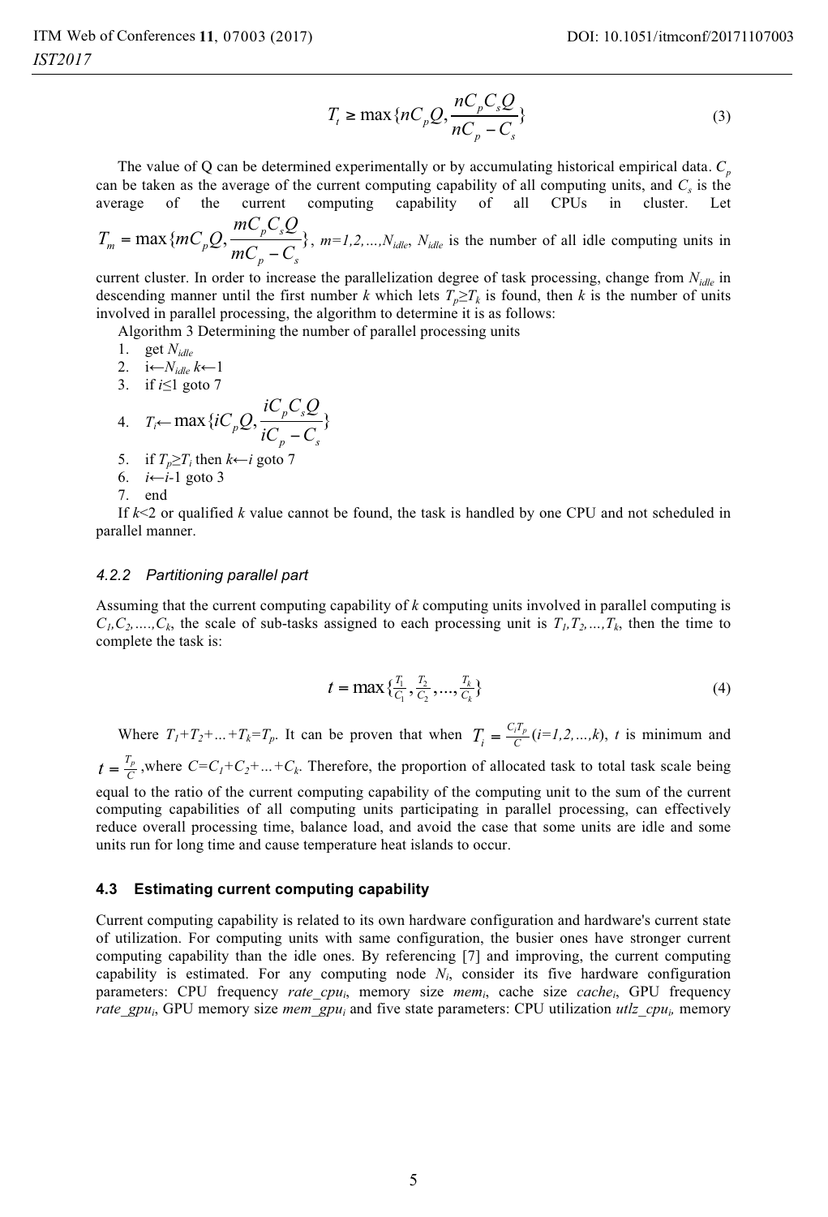$$T_t \geq \max\{nC_pQ, \frac{nC_pC_sQ}{nC_p - C_s}\} \tag{3}$$

The value of Q can be determined experimentally or by accumulating historical empirical data. $C_p$ can be taken as the average of the current computing capability of all computing units, and $C_s$ is the average of the current computing capability of all CPUs in cluster. Let $T_m = \max\{mC_pQ, \frac{mC_pC_sQ}{mC_p - C_s}\}$, $m=1,2,\ldots,N_{idle}$, $N_{idle}$ is the number of all idle computing units in current cluster. In order to increase the parallelization degree of task processing, change from $N_{idle}$ in descending manner until the first number $k$ which lets $T_p \geq T_k$ is found, then $k$ is the number of units involved in parallel processing, the algorithm to determine it is as follows:

Algorithm 3 Determining the number of parallel processing units

1. get $N_{idle}$
2. $i \leftarrow N_{idle}$ $k \leftarrow 1$
3. if $i \leq 1$ goto 7
4. $T_i \leftarrow \max\{iC_pQ, \frac{iC_pC_sQ}{iC_p - C_s}\}$
5. if $T_p \geq T_i$ then $k \leftarrow i$ goto 7
6. $i \leftarrow i-1$ goto 3
7. end

If $k<2$ or qualified $k$ value cannot be found, the task is handled by one CPU and not scheduled in parallel manner.

#### *4.2.2 Partitioning parallel part*

Assuming that the current computing capability of $k$ computing units involved in parallel computing is $C_1, C_2, \ldots, C_k$, the scale of sub-tasks assigned to each processing unit is $T_1, T_2, \ldots, T_k$, then the time to complete the task is:

$$t = \max\{\tfrac{T_1}{C_1}, \tfrac{T_2}{C_2}, \ldots, \tfrac{T_k}{C_k}\} \tag{4}$$

Where $T_1+T_2+\ldots+T_k=T_p$. It can be proven that when $T_i = \frac{C_iT_p}{C}$ $(i=1,2,\ldots,k)$, $t$ is minimum and $t = \frac{T_p}{C}$, where $C=C_1+C_2+\ldots+C_k$. Therefore, the proportion of allocated task to total task scale being equal to the ratio of the current computing capability of the computing unit to the sum of the current computing capabilities of all computing units participating in parallel processing, can effectively reduce overall processing time, balance load, and avoid the case that some units are idle and some units run for long time and cause temperature heat islands to occur.

### 4.3 Estimating current computing capability

Current computing capability is related to its own hardware configuration and hardware's current state of utilization. For computing units with same configuration, the busier ones have stronger current computing capability than the idle ones. By referencing [7] and improving, the current computing capability is estimated. For any computing node $N_i$, consider its five hardware configuration parameters: CPU frequency $rate\_cpu_i$, memory size $mem_i$, cache size $cache_i$, GPU frequency $rate\_gpu_i$, GPU memory size $mem\_gpu_i$ and five state parameters: CPU utilization $utlz\_cpu_i$, memory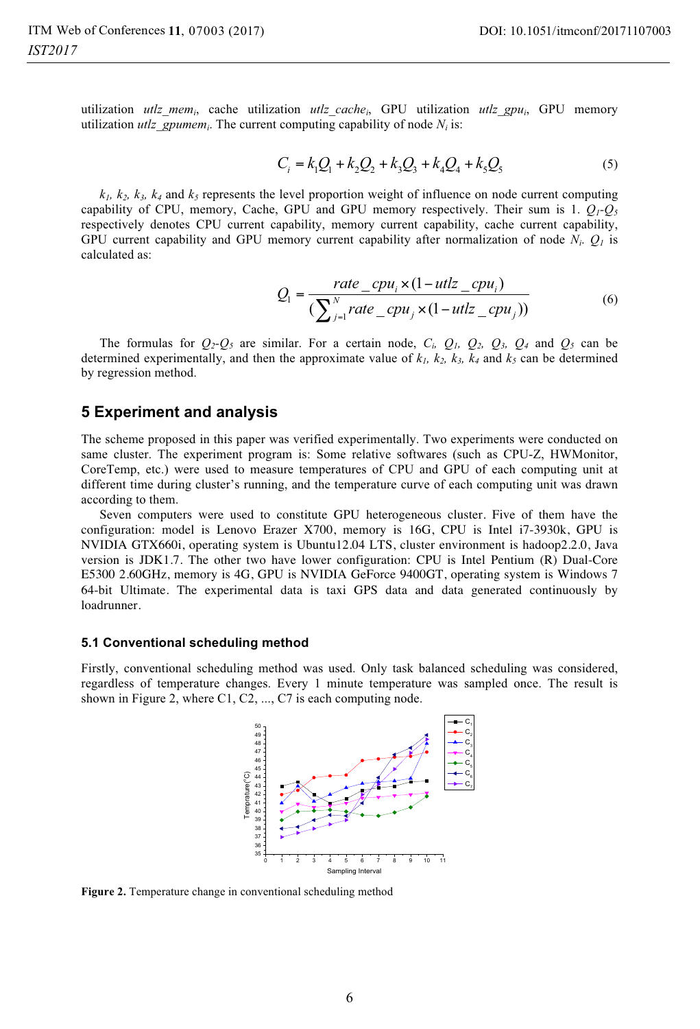utilization $utlz\_mem_i$, cache utilization $utlz\_cache_i$, GPU utilization $utlz\_gpu_i$, GPU memory utilization $utlz\_gpumem_i$. The current computing capability of node $N_i$ is:

$$C_i = k_1 Q_1 + k_2 Q_2 + k_3 Q_3 + k_4 Q_4 + k_5 Q_5 \tag{5}$$

$k_1$, $k_2$, $k_3$, $k_4$ and $k_5$ represents the level proportion weight of influence on node current computing capability of CPU, memory, Cache, GPU and GPU memory respectively. Their sum is 1. $Q_1$-$Q_5$ respectively denotes CPU current capability, memory current capability, cache current capability, GPU current capability and GPU memory current capability after normalization of node $N_i$. $Q_1$ is calculated as:

$$Q_1 = \frac{rate\_cpu_i \times (1 - utlz\_cpu_i)}{(\sum_{j=1}^{N} rate\_cpu_j \times (1 - utlz\_cpu_j))} \tag{6}$$

The formulas for $Q_2$-$Q_5$ are similar. For a certain node, $C_i$, $Q_1$, $Q_2$, $Q_3$, $Q_4$ and $Q_5$ can be determined experimentally, and then the approximate value of $k_1$, $k_2$, $k_3$, $k_4$ and $k_5$ can be determined by regression method.

## 5 Experiment and analysis

The scheme proposed in this paper was verified experimentally. Two experiments were conducted on same cluster. The experiment program is: Some relative softwares (such as CPU-Z, HWMonitor, CoreTemp, etc.) were used to measure temperatures of CPU and GPU of each computing unit at different time during cluster's running, and the temperature curve of each computing unit was drawn according to them.

Seven computers were used to constitute GPU heterogeneous cluster. Five of them have the configuration: model is Lenovo Erazer X700, memory is 16G, CPU is Intel i7-3930k, GPU is NVIDIA GTX660i, operating system is Ubuntu12.04 LTS, cluster environment is hadoop2.2.0, Java version is JDK1.7. The other two have lower configuration: CPU is Intel Pentium (R) Dual-Core E5300 2.60GHz, memory is 4G, GPU is NVIDIA GeForce 9400GT, operating system is Windows 7 64-bit Ultimate. The experimental data is taxi GPS data and data generated continuously by loadrunner.

### 5.1 Conventional scheduling method

Firstly, conventional scheduling method was used. Only task balanced scheduling was considered, regardless of temperature changes. Every 1 minute temperature was sampled once. The result is shown in Figure 2, where C1, C2, ..., C7 is each computing node.

**Figure 2.** Temperature change in conventional scheduling method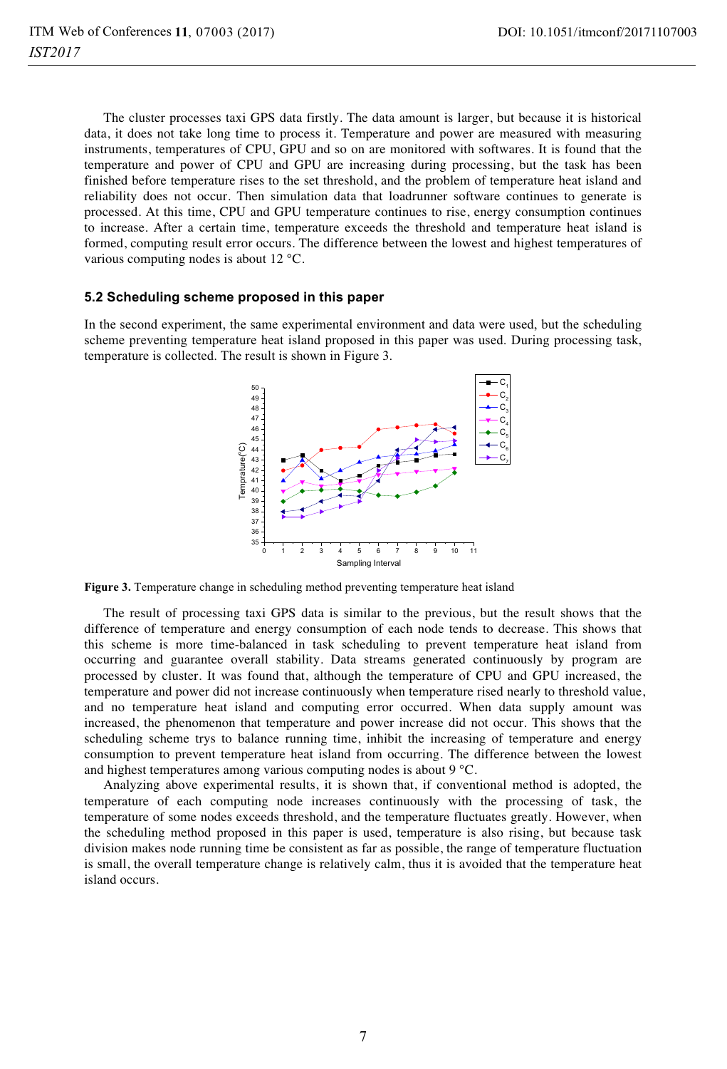The cluster processes taxi GPS data firstly. The data amount is larger, but because it is historical data, it does not take long time to process it. Temperature and power are measured with measuring instruments, temperatures of CPU, GPU and so on are monitored with softwares. It is found that the temperature and power of CPU and GPU are increasing during processing, but the task has been finished before temperature rises to the set threshold, and the problem of temperature heat island and reliability does not occur. Then simulation data that loadrunner software continues to generate is processed. At this time, CPU and GPU temperature continues to rise, energy consumption continues to increase. After a certain time, temperature exceeds the threshold and temperature heat island is formed, computing result error occurs. The difference between the lowest and highest temperatures of various computing nodes is about 12 °C.

### 5.2 Scheduling scheme proposed in this paper

In the second experiment, the same experimental environment and data were used, but the scheduling scheme preventing temperature heat island proposed in this paper was used. During processing task, temperature is collected. The result is shown in Figure 3.

**Figure 3.** Temperature change in scheduling method preventing temperature heat island

The result of processing taxi GPS data is similar to the previous, but the result shows that the difference of temperature and energy consumption of each node tends to decrease. This shows that this scheme is more time-balanced in task scheduling to prevent temperature heat island from occurring and guarantee overall stability. Data streams generated continuously by program are processed by cluster. It was found that, although the temperature of CPU and GPU increased, the temperature and power did not increase continuously when temperature rised nearly to threshold value, and no temperature heat island and computing error occurred. When data supply amount was increased, the phenomenon that temperature and power increase did not occur. This shows that the scheduling scheme trys to balance running time, inhibit the increasing of temperature and energy consumption to prevent temperature heat island from occurring. The difference between the lowest and highest temperatures among various computing nodes is about 9 °C.

Analyzing above experimental results, it is shown that, if conventional method is adopted, the temperature of each computing node increases continuously with the processing of task, the temperature of some nodes exceeds threshold, and the temperature fluctuates greatly. However, when the scheduling method proposed in this paper is used, temperature is also rising, but because task division makes node running time be consistent as far as possible, the range of temperature fluctuation is small, the overall temperature change is relatively calm, thus it is avoided that the temperature heat island occurs.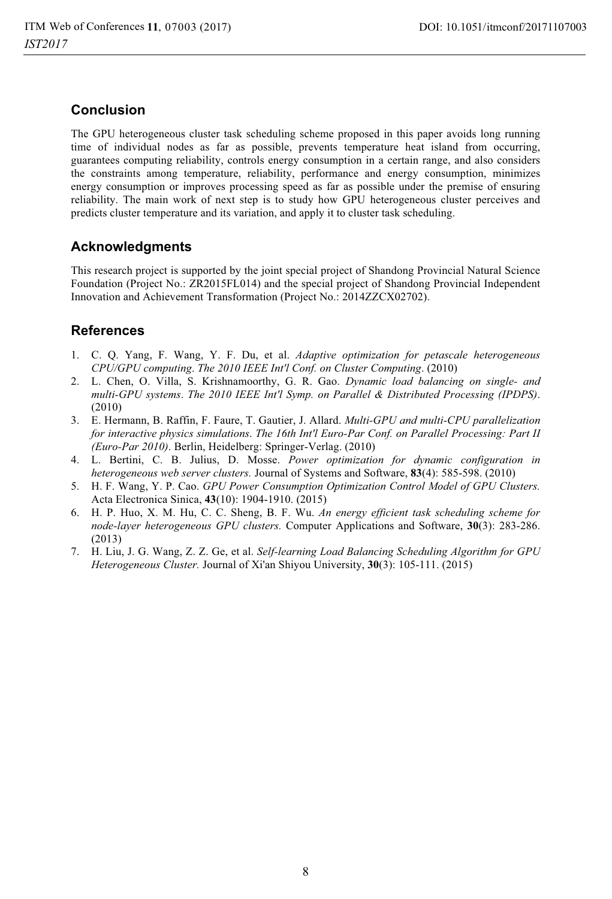## Conclusion

The GPU heterogeneous cluster task scheduling scheme proposed in this paper avoids long running time of individual nodes as far as possible, prevents temperature heat island from occurring, guarantees computing reliability, controls energy consumption in a certain range, and also considers the constraints among temperature, reliability, performance and energy consumption, minimizes energy consumption or improves processing speed as far as possible under the premise of ensuring reliability. The main work of next step is to study how GPU heterogeneous cluster perceives and predicts cluster temperature and its variation, and apply it to cluster task scheduling.

## Acknowledgments

This research project is supported by the joint special project of Shandong Provincial Natural Science Foundation (Project No.: ZR2015FL014) and the special project of Shandong Provincial Independent Innovation and Achievement Transformation (Project No.: 2014ZZCX02702).

## References

1. C. Q. Yang, F. Wang, Y. F. Du, et al. *Adaptive optimization for petascale heterogeneous CPU/GPU computing*. *The 2010 IEEE Int'l Conf. on Cluster Computing*. (2010)
2. L. Chen, O. Villa, S. Krishnamoorthy, G. R. Gao. *Dynamic load balancing on single- and multi-GPU systems*. *The 2010 IEEE Int'l Symp. on Parallel & Distributed Processing (IPDPS)*. (2010)
3. E. Hermann, B. Raffin, F. Faure, T. Gautier, J. Allard. *Multi-GPU and multi-CPU parallelization for interactive physics simulations*. *The 16th Int'l Euro-Par Conf. on Parallel Processing: Part II (Euro-Par 2010)*. Berlin, Heidelberg: Springer-Verlag. (2010)
4. L. Bertini, C. B. Julius, D. Mosse. *Power optimization for dynamic configuration in heterogeneous web server clusters.* Journal of Systems and Software, **83**(4): 585-598. (2010)
5. H. F. Wang, Y. P. Cao. *GPU Power Consumption Optimization Control Model of GPU Clusters.* Acta Electronica Sinica, **43**(10): 1904-1910. (2015)
6. H. P. Huo, X. M. Hu, C. C. Sheng, B. F. Wu. *An energy efficient task scheduling scheme for node-layer heterogeneous GPU clusters.* Computer Applications and Software, **30**(3): 283-286. (2013)
7. H. Liu, J. G. Wang, Z. Z. Ge, et al. *Self-learning Load Balancing Scheduling Algorithm for GPU Heterogeneous Cluster.* Journal of Xi'an Shiyou University, **30**(3): 105-111. (2015)